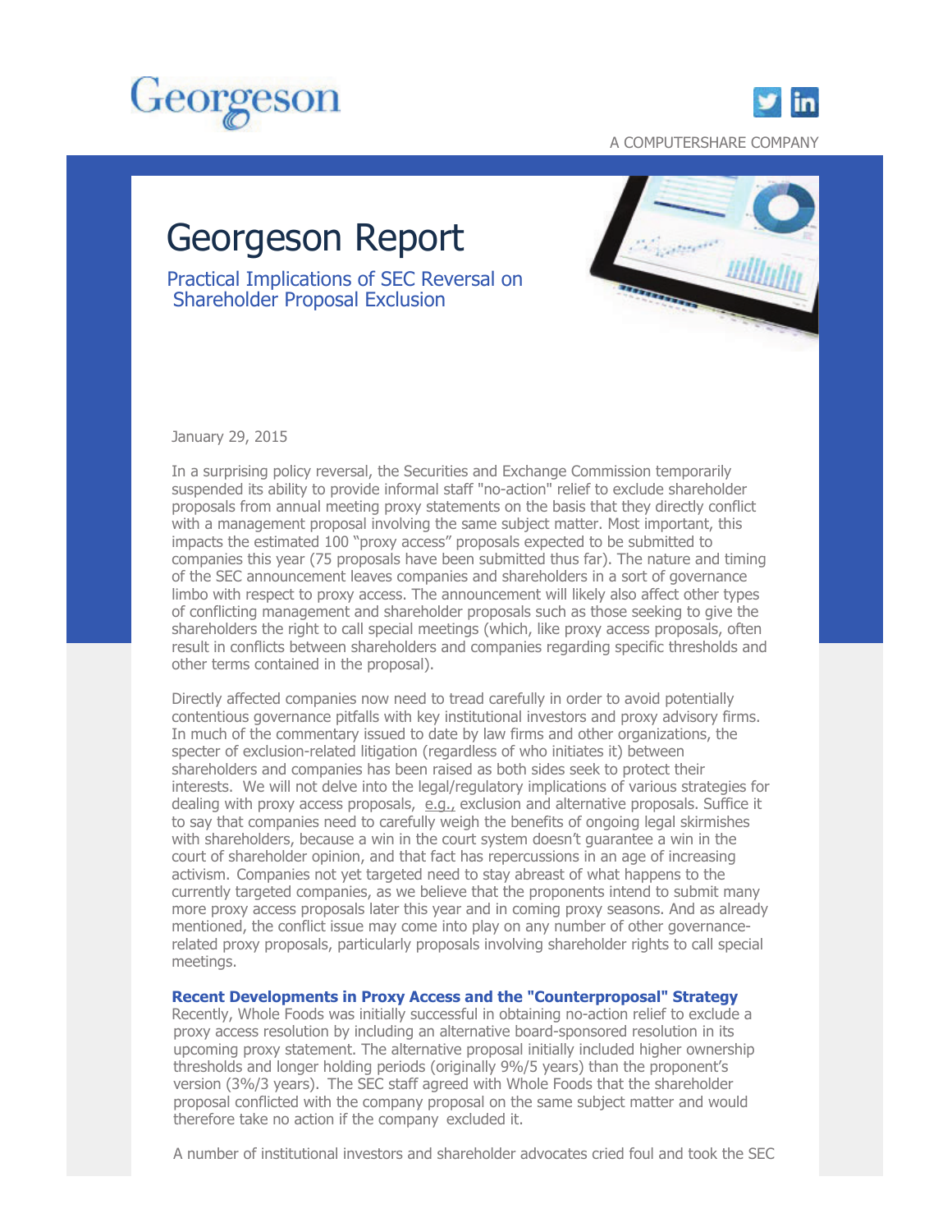Georgeson

A COMPUTERSHARE COMPANY

# Georgeson Report

## Practical Implications of SEC Reversal on Shareholder Proposal Exclusion

January 29, 2015

In a surprising policy reversal, the Securities and Exchange Commission temporarily suspended its ability to provide informal staff "no-action" relief to exclude shareholder proposals from annual meeting proxy statements on the basis that they directly conflict with a management proposal involving the same subject matter. Most important, this impacts the estimated 100 "proxy access" proposals expected to be submitted to companies this year (75 proposals have been submitted thus far). The nature and timing of the SEC announcement leaves companies and shareholders in a sort of governance limbo with respect to proxy access. The announcement will likely also affect other types of conflicting management and shareholder proposals such as those seeking to give the shareholders the right to call special meetings (which, like proxy access proposals, often result in conflicts between shareholders and companies regarding specific thresholds and other terms contained in the proposal).

Directly affected companies now need to tread carefully in order to avoid potentially contentious governance pitfalls with key institutional investors and proxy advisory firms. In much of the commentary issued to date by law firms and other organizations, the specter of exclusion-related litigation (regardless of who initiates it) between shareholders and companies has been raised as both sides seek to protect their interests. We will not delve into the legal/regulatory implications of various strategies for dealing with proxy access proposals, e.g., exclusion and alternative proposals. Suffice it to say that companies need to carefully weigh the benefits of ongoing legal skirmishes with shareholders, because a win in the court system doesn't guarantee a win in the court of shareholder opinion, and that fact has repercussions in an age of increasing activism. Companies not yet targeted need to stay abreast of what happens to the currently targeted companies, as we believe that the proponents intend to submit many more proxy access proposals later this year and in coming proxy seasons. And as already mentioned, the conflict issue may come into play on any number of other governance-related proxy proposals, particularly proposals involving shareholder rights to call special meetings.

**Recent Developments in Proxy Access and the "Counterproposal" Strategy**

Recently, Whole Foods was initially successful in obtaining no-action relief to exclude a proxy access resolution by including an alternative board-sponsored resolution in its upcoming proxy statement. The alternative proposal initially included higher ownership thresholds and longer holding periods (originally 9%/5 years) than the proponent's version (3%/3 years). The SEC staff agreed with Whole Foods that the shareholder proposal conflicted with the company proposal on the same subject matter and would therefore take no action if the company excluded it.

A number of institutional investors and shareholder advocates cried foul and took the SEC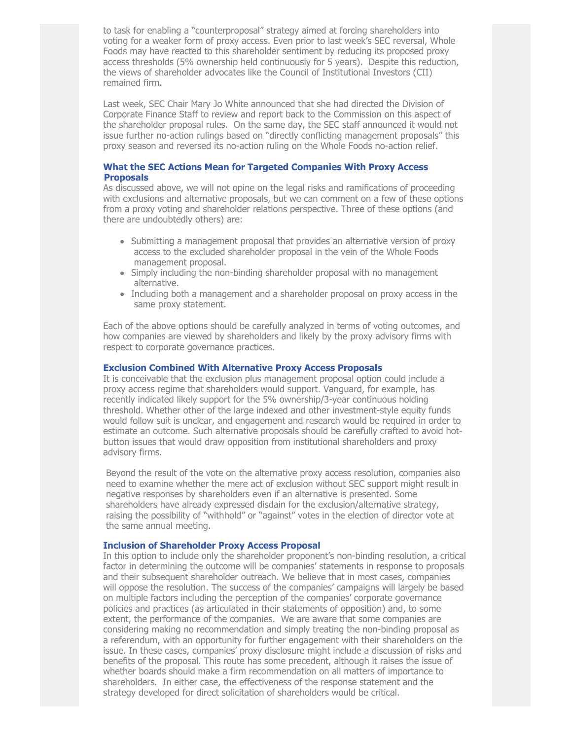to task for enabling a "counterproposal" strategy aimed at forcing shareholders into voting for a weaker form of proxy access. Even prior to last week's SEC reversal, Whole Foods may have reacted to this shareholder sentiment by reducing its proposed proxy access thresholds (5% ownership held continuously for 5 years). Despite this reduction, the views of shareholder advocates like the Council of Institutional Investors (CII) remained firm.

Last week, SEC Chair Mary Jo White announced that she had directed the Division of Corporate Finance Staff to review and report back to the Commission on this aspect of the shareholder proposal rules. On the same day, the SEC staff announced it would not issue further no-action rulings based on "directly conflicting management proposals" this proxy season and reversed its no-action ruling on the Whole Foods no-action relief.

### What the SEC Actions Mean for Targeted Companies With Proxy Access Proposals

As discussed above, we will not opine on the legal risks and ramifications of proceeding with exclusions and alternative proposals, but we can comment on a few of these options from a proxy voting and shareholder relations perspective. Three of these options (and there are undoubtedly others) are:

- Submitting a management proposal that provides an alternative version of proxy access to the excluded shareholder proposal in the vein of the Whole Foods management proposal.
- Simply including the non-binding shareholder proposal with no management alternative.
- Including both a management and a shareholder proposal on proxy access in the same proxy statement.

Each of the above options should be carefully analyzed in terms of voting outcomes, and how companies are viewed by shareholders and likely by the proxy advisory firms with respect to corporate governance practices.

### Exclusion Combined With Alternative Proxy Access Proposals

It is conceivable that the exclusion plus management proposal option could include a proxy access regime that shareholders would support. Vanguard, for example, has recently indicated likely support for the 5% ownership/3-year continuous holding threshold. Whether other of the large indexed and other investment-style equity funds would follow suit is unclear, and engagement and research would be required in order to estimate an outcome. Such alternative proposals should be carefully crafted to avoid hot-button issues that would draw opposition from institutional shareholders and proxy advisory firms.

Beyond the result of the vote on the alternative proxy access resolution, companies also need to examine whether the mere act of exclusion without SEC support might result in negative responses by shareholders even if an alternative is presented. Some shareholders have already expressed disdain for the exclusion/alternative strategy, raising the possibility of "withhold" or "against" votes in the election of director vote at the same annual meeting.

### Inclusion of Shareholder Proxy Access Proposal

In this option to include only the shareholder proponent's non-binding resolution, a critical factor in determining the outcome will be companies' statements in response to proposals and their subsequent shareholder outreach. We believe that in most cases, companies will oppose the resolution. The success of the companies' campaigns will largely be based on multiple factors including the perception of the companies' corporate governance policies and practices (as articulated in their statements of opposition) and, to some extent, the performance of the companies. We are aware that some companies are considering making no recommendation and simply treating the non-binding proposal as a referendum, with an opportunity for further engagement with their shareholders on the issue. In these cases, companies' proxy disclosure might include a discussion of risks and benefits of the proposal. This route has some precedent, although it raises the issue of whether boards should make a firm recommendation on all matters of importance to shareholders. In either case, the effectiveness of the response statement and the strategy developed for direct solicitation of shareholders would be critical.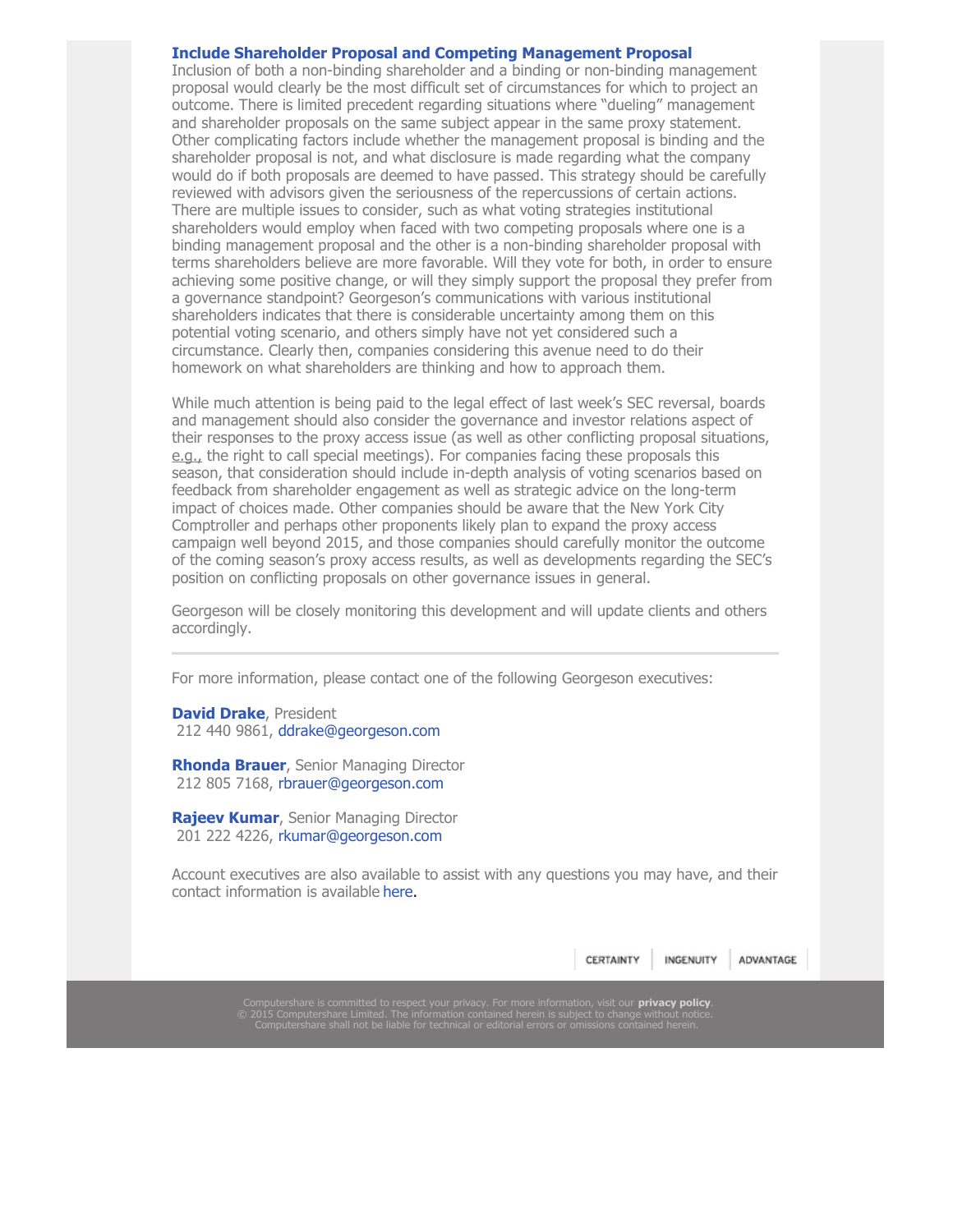### Include Shareholder Proposal and Competing Management Proposal

Inclusion of both a non-binding shareholder and a binding or non-binding management proposal would clearly be the most difficult set of circumstances for which to project an outcome. There is limited precedent regarding situations where "dueling" management and shareholder proposals on the same subject appear in the same proxy statement. Other complicating factors include whether the management proposal is binding and the shareholder proposal is not, and what disclosure is made regarding what the company would do if both proposals are deemed to have passed. This strategy should be carefully reviewed with advisors given the seriousness of the repercussions of certain actions. There are multiple issues to consider, such as what voting strategies institutional shareholders would employ when faced with two competing proposals where one is a binding management proposal and the other is a non-binding shareholder proposal with terms shareholders believe are more favorable. Will they vote for both, in order to ensure achieving some positive change, or will they simply support the proposal they prefer from a governance standpoint? Georgeson's communications with various institutional shareholders indicates that there is considerable uncertainty among them on this potential voting scenario, and others simply have not yet considered such a circumstance. Clearly then, companies considering this avenue need to do their homework on what shareholders are thinking and how to approach them.

While much attention is being paid to the legal effect of last week's SEC reversal, boards and management should also consider the governance and investor relations aspect of their responses to the proxy access issue (as well as other conflicting proposal situations, e.g., the right to call special meetings). For companies facing these proposals this season, that consideration should include in-depth analysis of voting scenarios based on feedback from shareholder engagement as well as strategic advice on the long-term impact of choices made. Other companies should be aware that the New York City Comptroller and perhaps other proponents likely plan to expand the proxy access campaign well beyond 2015, and those companies should carefully monitor the outcome of the coming season's proxy access results, as well as developments regarding the SEC's position on conflicting proposals on other governance issues in general.

Georgeson will be closely monitoring this development and will update clients and others accordingly.

---

For more information, please contact one of the following Georgeson executives:

**David Drake**, President
212 440 9861, ddrake@georgeson.com

**Rhonda Brauer**, Senior Managing Director
212 805 7168, rbrauer@georgeson.com

**Rajeev Kumar**, Senior Managing Director
201 222 4226, rkumar@georgeson.com

Account executives are also available to assist with any questions you may have, and their contact information is available here.

CERTAINTY | INGENUITY | ADVANTAGE

Computershare is committed to respect your privacy. For more information, visit our **privacy policy**.
© 2015 Computershare Limited. The information contained herein is subject to change without notice.
Computershare shall not be liable for technical or editorial errors or omissions contained herein.